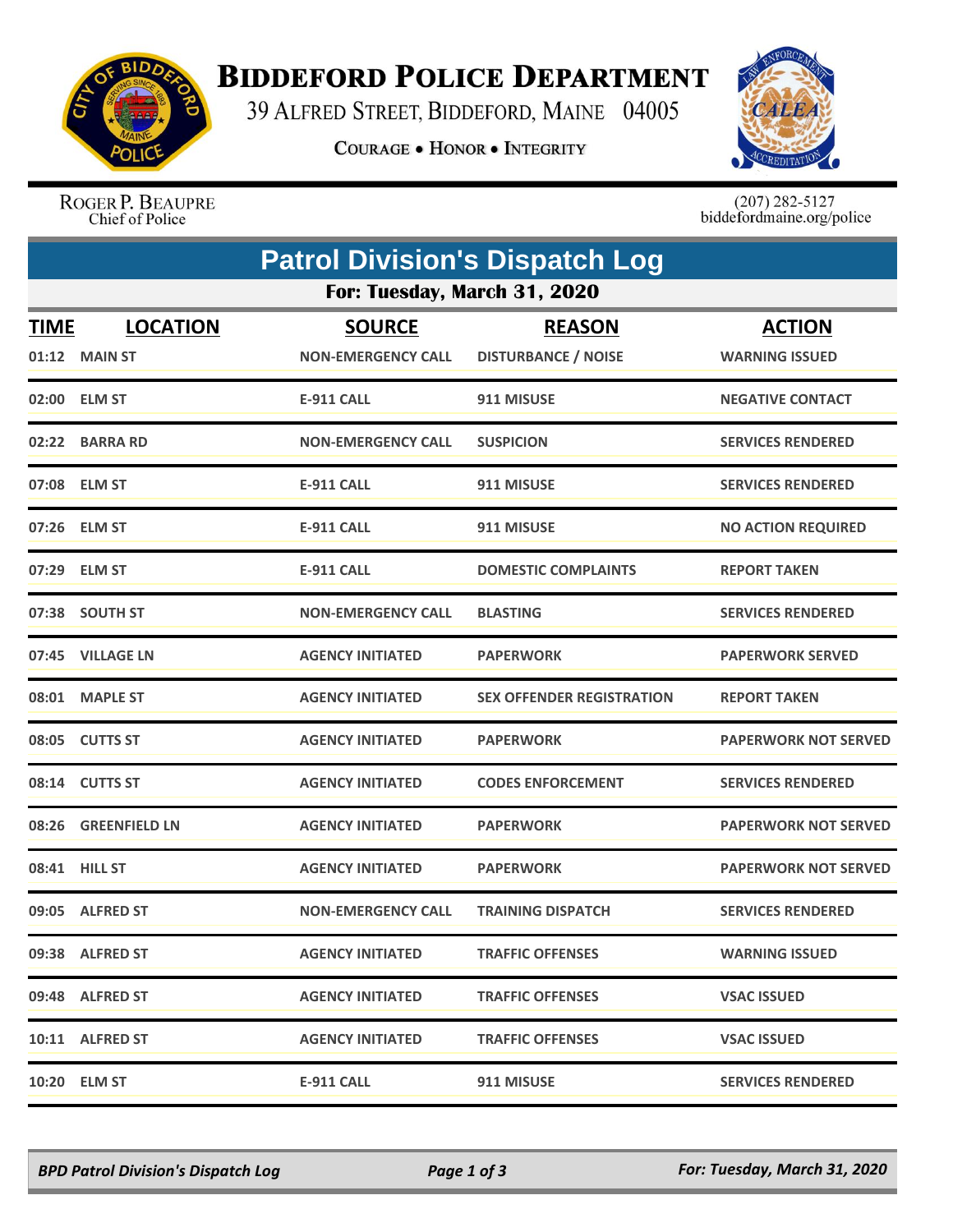# BIDDEFORD POLICE DEPARTMENT

39 ALFRED STREET, BIDDEFORD, MAINE 04005

COURAGE • HONOR • INTEGRITY

ROGER P. BEAUPRE
Chief of Police

(207) 282-5127
biddefordmaine.org/police

## Patrol Division's Dispatch Log

### For: Tuesday, March 31, 2020

| TIME | LOCATION | SOURCE | REASON | ACTION |
|---|---|---|---|---|
| 01:12 | MAIN ST | NON-EMERGENCY CALL | DISTURBANCE / NOISE | WARNING ISSUED |
| 02:00 | ELM ST | E-911 CALL | 911 MISUSE | NEGATIVE CONTACT |
| 02:22 | BARRA RD | NON-EMERGENCY CALL | SUSPICION | SERVICES RENDERED |
| 07:08 | ELM ST | E-911 CALL | 911 MISUSE | SERVICES RENDERED |
| 07:26 | ELM ST | E-911 CALL | 911 MISUSE | NO ACTION REQUIRED |
| 07:29 | ELM ST | E-911 CALL | DOMESTIC COMPLAINTS | REPORT TAKEN |
| 07:38 | SOUTH ST | NON-EMERGENCY CALL | BLASTING | SERVICES RENDERED |
| 07:45 | VILLAGE LN | AGENCY INITIATED | PAPERWORK | PAPERWORK SERVED |
| 08:01 | MAPLE ST | AGENCY INITIATED | SEX OFFENDER REGISTRATION | REPORT TAKEN |
| 08:05 | CUTTS ST | AGENCY INITIATED | PAPERWORK | PAPERWORK NOT SERVED |
| 08:14 | CUTTS ST | AGENCY INITIATED | CODES ENFORCEMENT | SERVICES RENDERED |
| 08:26 | GREENFIELD LN | AGENCY INITIATED | PAPERWORK | PAPERWORK NOT SERVED |
| 08:41 | HILL ST | AGENCY INITIATED | PAPERWORK | PAPERWORK NOT SERVED |
| 09:05 | ALFRED ST | NON-EMERGENCY CALL | TRAINING DISPATCH | SERVICES RENDERED |
| 09:38 | ALFRED ST | AGENCY INITIATED | TRAFFIC OFFENSES | WARNING ISSUED |
| 09:48 | ALFRED ST | AGENCY INITIATED | TRAFFIC OFFENSES | VSAC ISSUED |
| 10:11 | ALFRED ST | AGENCY INITIATED | TRAFFIC OFFENSES | VSAC ISSUED |
| 10:20 | ELM ST | E-911 CALL | 911 MISUSE | SERVICES RENDERED |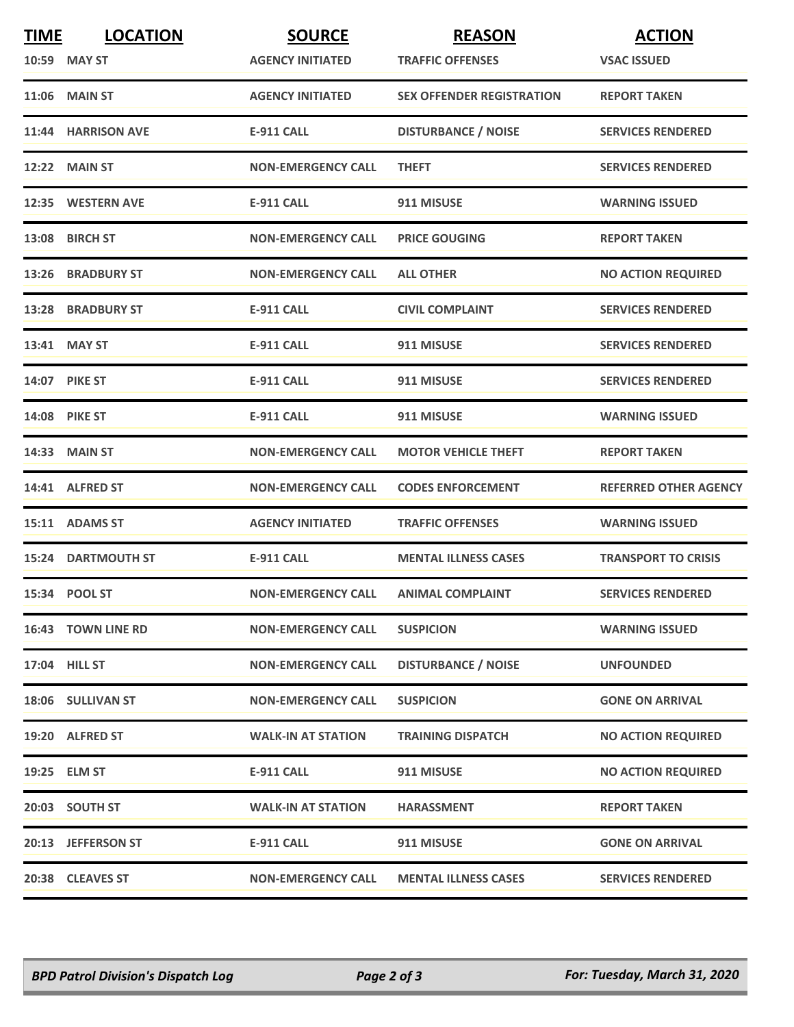| TIME | LOCATION | SOURCE | REASON | ACTION |
|---|---|---|---|---|
| 10:59 | MAY ST | AGENCY INITIATED | TRAFFIC OFFENSES | VSAC ISSUED |
| 11:06 | MAIN ST | AGENCY INITIATED | SEX OFFENDER REGISTRATION | REPORT TAKEN |
| 11:44 | HARRISON AVE | E-911 CALL | DISTURBANCE / NOISE | SERVICES RENDERED |
| 12:22 | MAIN ST | NON-EMERGENCY CALL | THEFT | SERVICES RENDERED |
| 12:35 | WESTERN AVE | E-911 CALL | 911 MISUSE | WARNING ISSUED |
| 13:08 | BIRCH ST | NON-EMERGENCY CALL | PRICE GOUGING | REPORT TAKEN |
| 13:26 | BRADBURY ST | NON-EMERGENCY CALL | ALL OTHER | NO ACTION REQUIRED |
| 13:28 | BRADBURY ST | E-911 CALL | CIVIL COMPLAINT | SERVICES RENDERED |
| 13:41 | MAY ST | E-911 CALL | 911 MISUSE | SERVICES RENDERED |
| 14:07 | PIKE ST | E-911 CALL | 911 MISUSE | SERVICES RENDERED |
| 14:08 | PIKE ST | E-911 CALL | 911 MISUSE | WARNING ISSUED |
| 14:33 | MAIN ST | NON-EMERGENCY CALL | MOTOR VEHICLE THEFT | REPORT TAKEN |
| 14:41 | ALFRED ST | NON-EMERGENCY CALL | CODES ENFORCEMENT | REFERRED OTHER AGENCY |
| 15:11 | ADAMS ST | AGENCY INITIATED | TRAFFIC OFFENSES | WARNING ISSUED |
| 15:24 | DARTMOUTH ST | E-911 CALL | MENTAL ILLNESS CASES | TRANSPORT TO CRISIS |
| 15:34 | POOL ST | NON-EMERGENCY CALL | ANIMAL COMPLAINT | SERVICES RENDERED |
| 16:43 | TOWN LINE RD | NON-EMERGENCY CALL | SUSPICION | WARNING ISSUED |
| 17:04 | HILL ST | NON-EMERGENCY CALL | DISTURBANCE / NOISE | UNFOUNDED |
| 18:06 | SULLIVAN ST | NON-EMERGENCY CALL | SUSPICION | GONE ON ARRIVAL |
| 19:20 | ALFRED ST | WALK-IN AT STATION | TRAINING DISPATCH | NO ACTION REQUIRED |
| 19:25 | ELM ST | E-911 CALL | 911 MISUSE | NO ACTION REQUIRED |
| 20:03 | SOUTH ST | WALK-IN AT STATION | HARASSMENT | REPORT TAKEN |
| 20:13 | JEFFERSON ST | E-911 CALL | 911 MISUSE | GONE ON ARRIVAL |
| 20:38 | CLEAVES ST | NON-EMERGENCY CALL | MENTAL ILLNESS CASES | SERVICES RENDERED |

*BPD Patrol Division's Dispatch Log* — *For: Tuesday, March 31, 2020*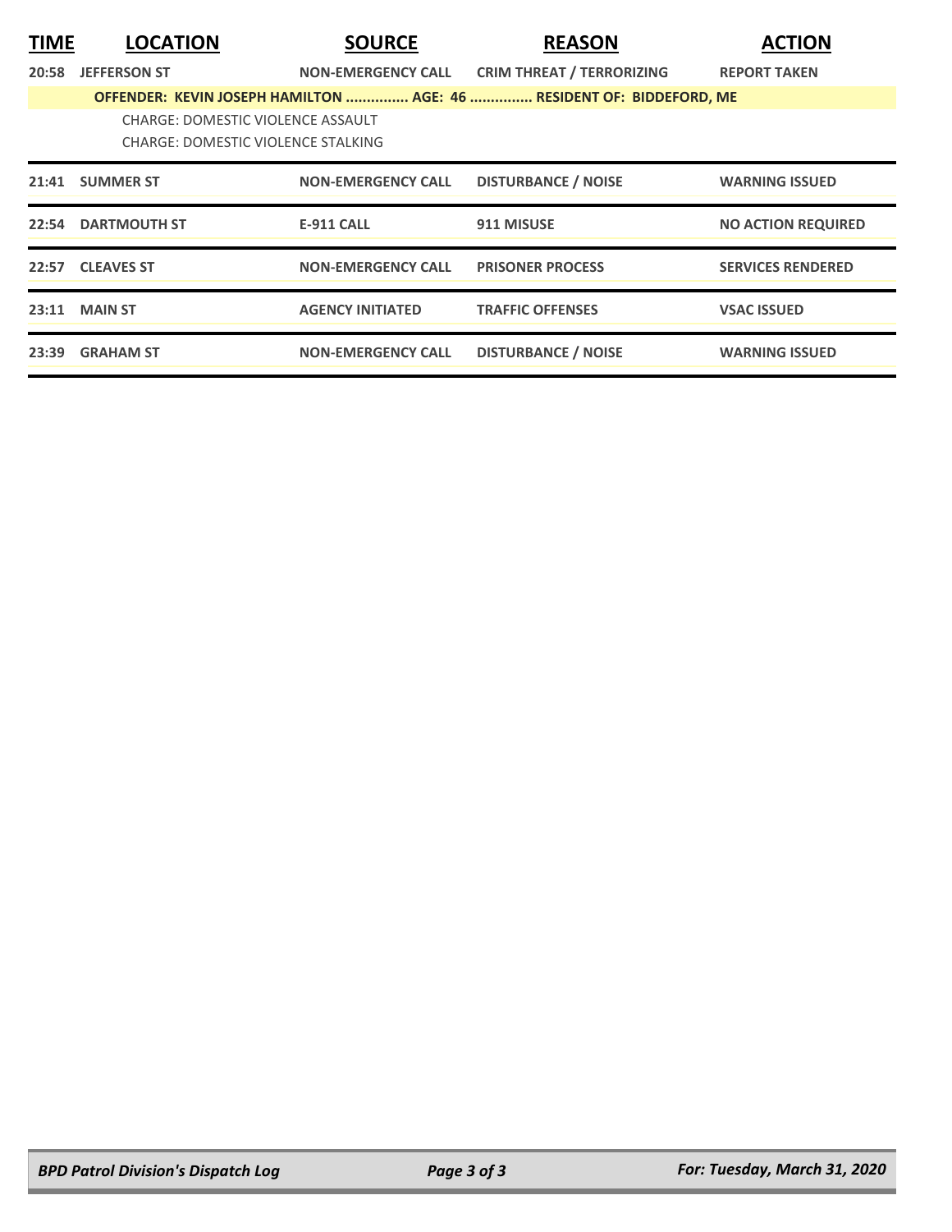| TIME | LOCATION | SOURCE | REASON | ACTION |
| --- | --- | --- | --- | --- |
| 20:58 | JEFFERSON ST | NON-EMERGENCY CALL | CRIM THREAT / TERRORIZING | REPORT TAKEN |
| OFFENDER: KEVIN JOSEPH HAMILTON ............... AGE: 46 ............... RESIDENT OF: BIDDEFORD, ME | | | | |
| | CHARGE: DOMESTIC VIOLENCE ASSAULT | | | |
| | CHARGE: DOMESTIC VIOLENCE STALKING | | | |
| 21:41 | SUMMER ST | NON-EMERGENCY CALL | DISTURBANCE / NOISE | WARNING ISSUED |
| 22:54 | DARTMOUTH ST | E-911 CALL | 911 MISUSE | NO ACTION REQUIRED |
| 22:57 | CLEAVES ST | NON-EMERGENCY CALL | PRISONER PROCESS | SERVICES RENDERED |
| 23:11 | MAIN ST | AGENCY INITIATED | TRAFFIC OFFENSES | VSAC ISSUED |
| 23:39 | GRAHAM ST | NON-EMERGENCY CALL | DISTURBANCE / NOISE | WARNING ISSUED |